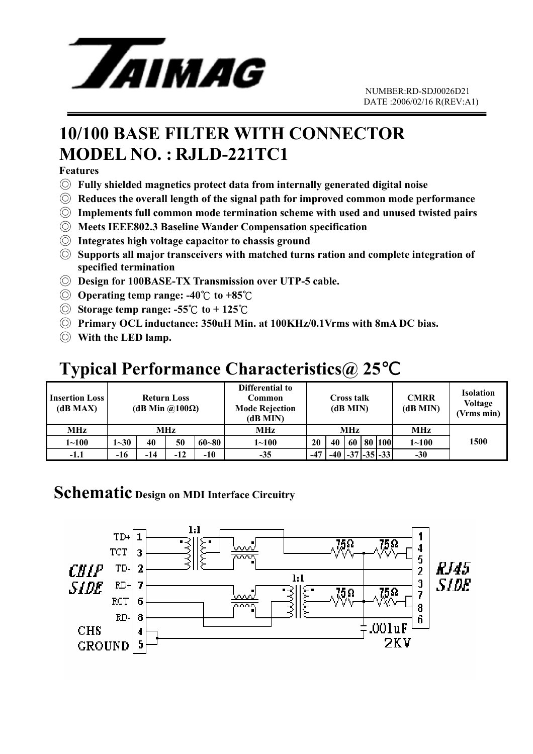# TAIMAG

NUMBER:RD-SDJ0026D21
DATE :2006/02/16 R(REV:A1)

# 10/100 BASE FILTER WITH CONNECTOR
# MODEL NO. : RJLD-221TC1

**Features**

◎ **Fully shielded magnetics protect data from internally generated digital noise**
◎ **Reduces the overall length of the signal path for improved common mode performance**
◎ **Implements full common mode termination scheme with used and unused twisted pairs**
◎ **Meets IEEE802.3 Baseline Wander Compensation specification**
◎ **Integrates high voltage capacitor to chassis ground**
◎ **Supports all major transceivers with matched turns ration and complete integration of specified termination**
◎ **Design for 100BASE-TX Transmission over UTP-5 cable.**
◎ **Operating temp range: -40℃ to +85℃**
◎ **Storage temp range: -55℃ to + 125℃**
◎ **Primary OCL inductance: 350uH Min. at 100KHz/0.1Vrms with 8mA DC bias.**
◎ **With the LED lamp.**

## Typical Performance Characteristics@ 25℃

| Insertion Loss (dB MAX) | Return Loss (dB Min @100Ω) | | | | Differential to Common Mode Rejection (dB MIN) | Cross talk (dB MIN) | | | | | CMRR (dB MIN) | Isolation Voltage (Vrms min) |
|---|---|---|---|---|---|---|---|---|---|---|---|---|
| MHz | MHz | | | | MHz | MHz | | | | | MHz | 1500 |
| 1~100 | 1~30 | 40 | 50 | 60~80 | 1~100 | 20 | 40 | 60 | 80 | 100 | 1~100 | |
| -1.1 | -16 | -14 | -12 | -10 | -35 | -47 | -40 | -37 | -35 | -33 | -30 | |

## Schematic Design on MDI Interface Circuitry

CHIP SIDE: TD+ 1, TCT 3, TD- 2, RD+ 7, RCT 6, RD- 8, CHS GROUND 4, 5

1:1 transformers; 75Ω resistors; .001uF 2KV

RJ45 SIDE: 1, 4, 5, 2, 3, 7, 8, 6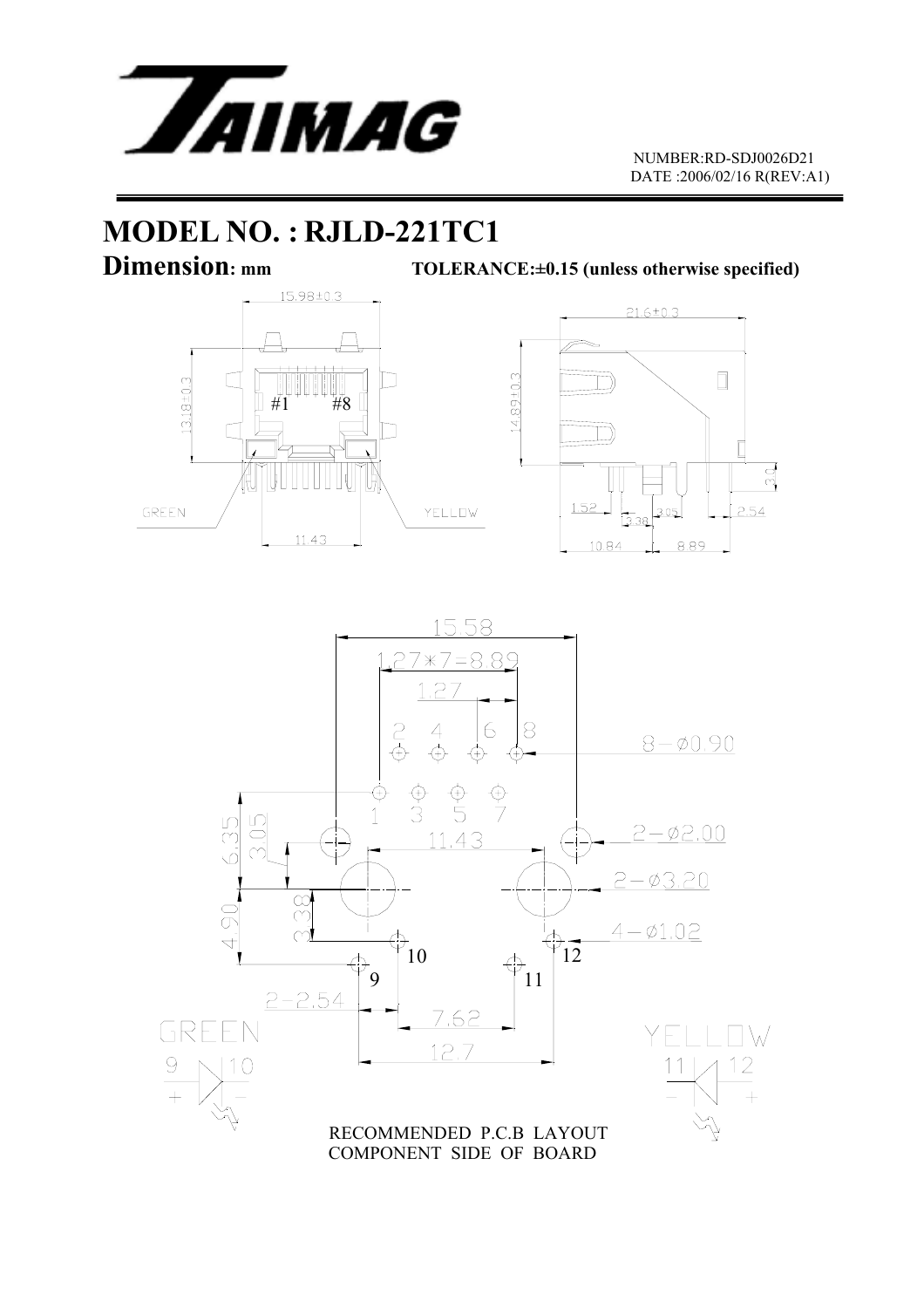TAIMAG

NUMBER:RD-SDJ0026D21
DATE :2006/02/16 R(REV:A1)

# MODEL NO. : RJLD-221TC1

**Dimension: mm** **TOLERANCE:±0.15 (unless otherwise specified)**

15.98±0.3

13.18±0.3

#1 #8

GREEN

YELLOW

11.43

21.6±0.3

14.89±0.3

3.0

1.52

3.38

3.05

2.54

10.84

8.89

15.58

1.27*7=8.89

1.27

2 4 6 8

8−ø0.90

1 3 5 7

6.35

3.05

11.43

2−ø2.00

2−ø3.20

4.90

3.38

4−ø1.02

10

12

9

11

2−2.54

7.62

12.7

GREEN

9 10

\+ −

YELLOW

11 12

− +

RECOMMENDED P.C.B LAYOUT
COMPONENT SIDE OF BOARD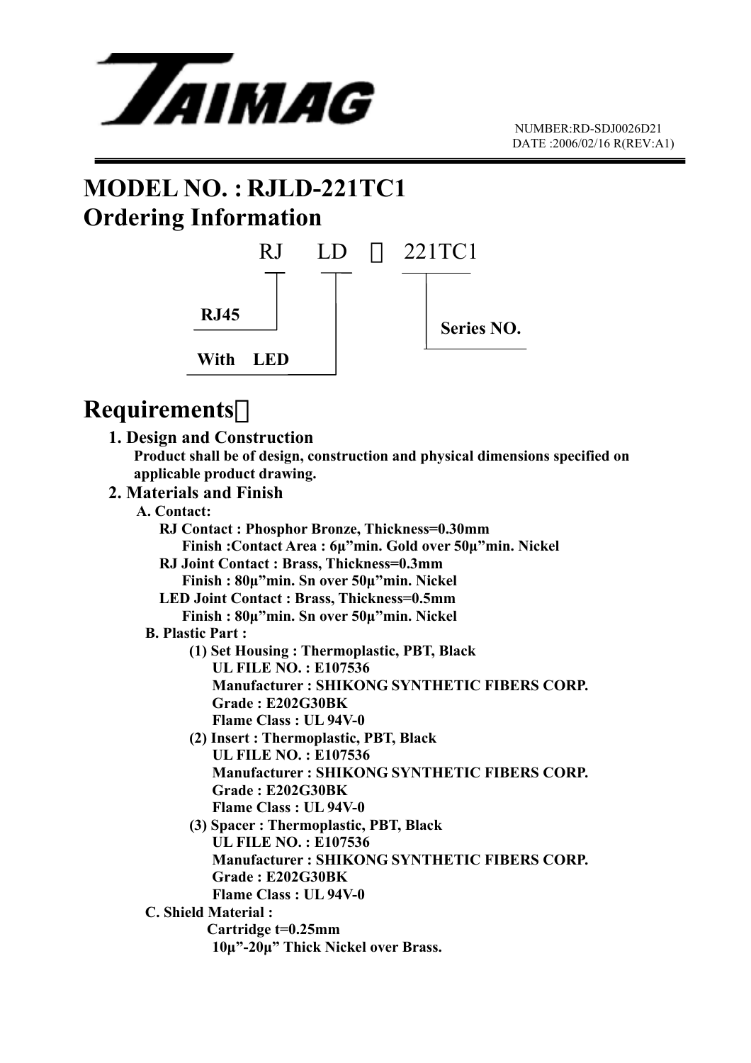NUMBER:RD-SDJ0026D21
DATE :2006/02/16 R(REV:A1)

# MODEL NO. : RJLD-221TC1

# Ordering Information

RJ LD － 221TC1

- RJ: RJ45
- LD: With LED
- 221TC1: Series NO.

# Requirements：

## 1. Design and Construction

**Product shall be of design, construction and physical dimensions specified on applicable product drawing.**

## 2. Materials and Finish

**A. Contact:**

**RJ Contact : Phosphor Bronze, Thickness=0.30mm**
**Finish :Contact Area : 6μ"min. Gold over 50μ"min. Nickel**

**RJ Joint Contact : Brass, Thickness=0.3mm**
**Finish : 80μ"min. Sn over 50μ"min. Nickel**

**LED Joint Contact : Brass, Thickness=0.5mm**
**Finish : 80μ"min. Sn over 50μ"min. Nickel**

**B. Plastic Part :**

**(1) Set Housing : Thermoplastic, PBT, Black**
**UL FILE NO. : E107536**
**Manufacturer : SHIKONG SYNTHETIC FIBERS CORP.**
**Grade : E202G30BK**
**Flame Class : UL 94V-0**

**(2) Insert : Thermoplastic, PBT, Black**
**UL FILE NO. : E107536**
**Manufacturer : SHIKONG SYNTHETIC FIBERS CORP.**
**Grade : E202G30BK**
**Flame Class : UL 94V-0**

**(3) Spacer : Thermoplastic, PBT, Black**
**UL FILE NO. : E107536**
**Manufacturer : SHIKONG SYNTHETIC FIBERS CORP.**
**Grade : E202G30BK**
**Flame Class : UL 94V-0**

**C. Shield Material :**

**Cartridge t=0.25mm**
**10μ"-20μ" Thick Nickel over Brass.**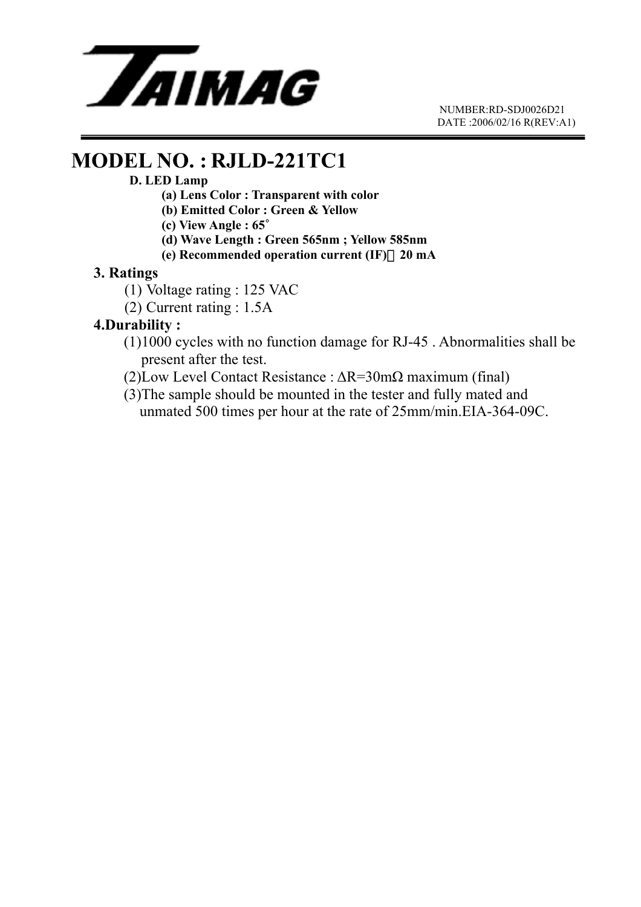NUMBER:RD-SDJ0026D21
DATE :2006/02/16 R(REV:A1)

# MODEL NO. : RJLD-221TC1

**D. LED Lamp**

- **(a) Lens Color : Transparent with color**
- **(b) Emitted Color : Green & Yellow**
- **(c) View Angle : 65°**
- **(d) Wave Length : Green 565nm ; Yellow 585nm**
- **(e) Recommended operation current (IF)：20 mA**

**3. Ratings**

(1) Voltage rating : 125 VAC

(2) Current rating : 1.5A

**4.Durability :**

(1)1000 cycles with no function damage for RJ-45 . Abnormalities shall be present after the test.

(2)Low Level Contact Resistance : $\Delta R=30m\Omega$ maximum (final)

(3)The sample should be mounted in the tester and fully mated and unmated 500 times per hour at the rate of 25mm/min.EIA-364-09C.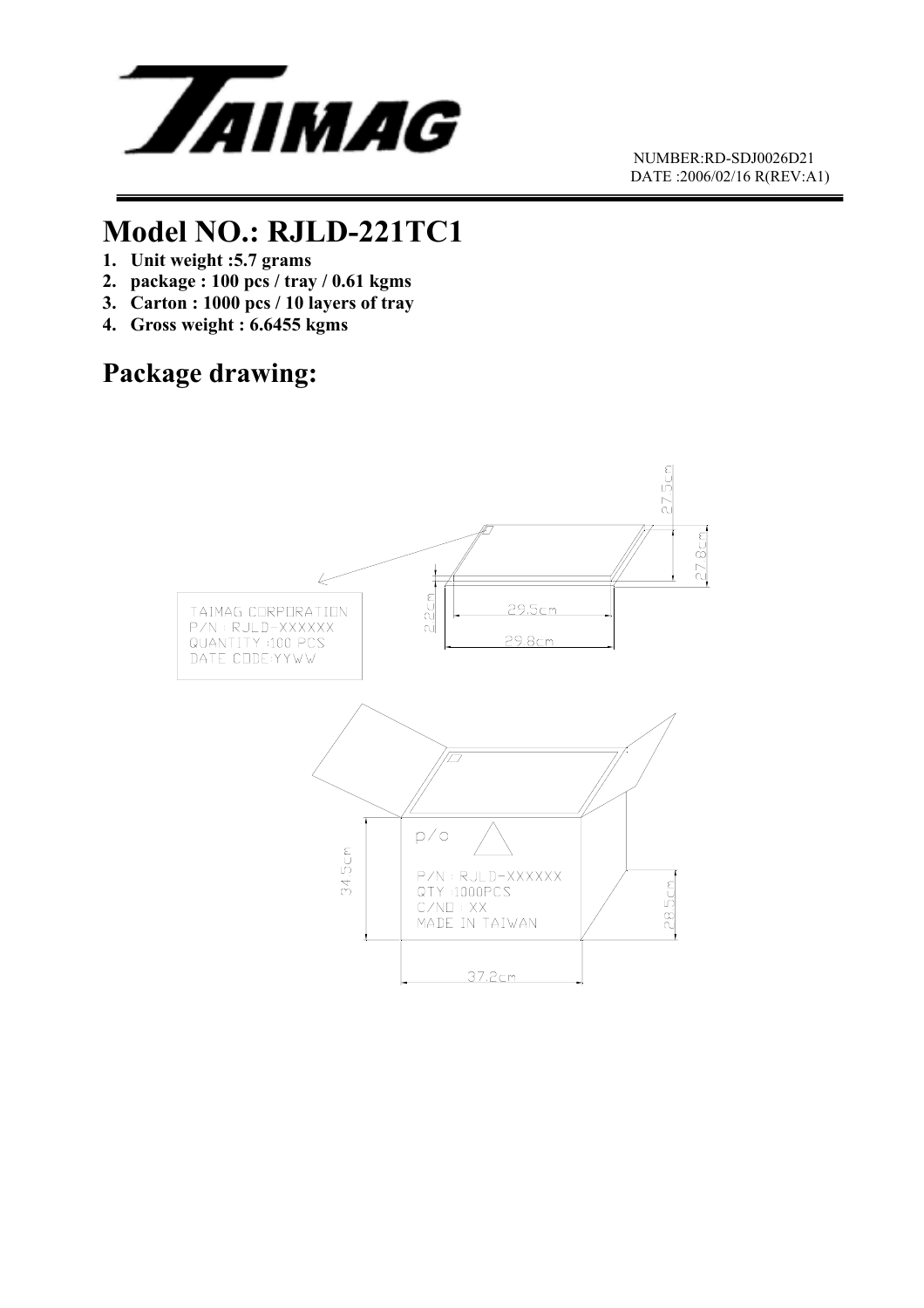NUMBER:RD-SDJ0026D21
DATE :2006/02/16 R(REV:A1)

# Model NO.: RJLD-221TC1

1. **Unit weight :5.7 grams**
2. **package : 100 pcs / tray / 0.61 kgms**
3. **Carton : 1000 pcs / 10 layers of tray**
4. **Gross weight : 6.6455 kgms**

## Package drawing:

27.5cm

27.8cm

2.2cm

29.5cm

29.8cm

TAIMAG CORPORATION
P/N : RJLD-XXXXXX
QUANTITY :100 PCS
DATE CODE:YYWW

p/o

P/N : RJLD-XXXXXX
QTY :1000PCS
C/NO : XX
MADE IN TAIWAN

34.5cm

28.5cm

37.2cm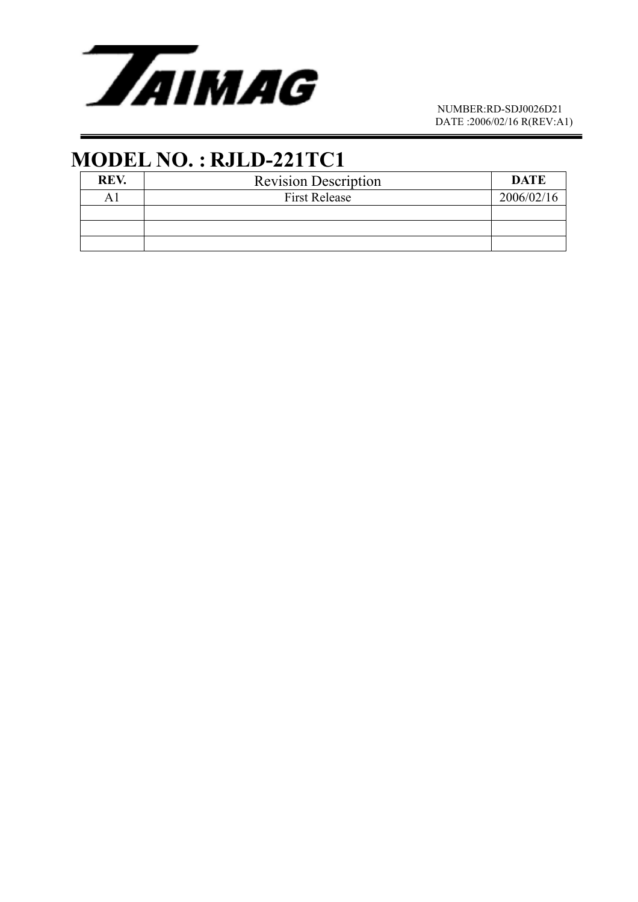NUMBER:RD-SDJ0026D21
DATE :2006/02/16 R(REV:A1)

# MODEL NO. : RJLD-221TC1

| REV. | Revision Description | DATE |
|---|---|---|
| A1 | First Release | 2006/02/16 |
| | | |
| | | |
| | | |